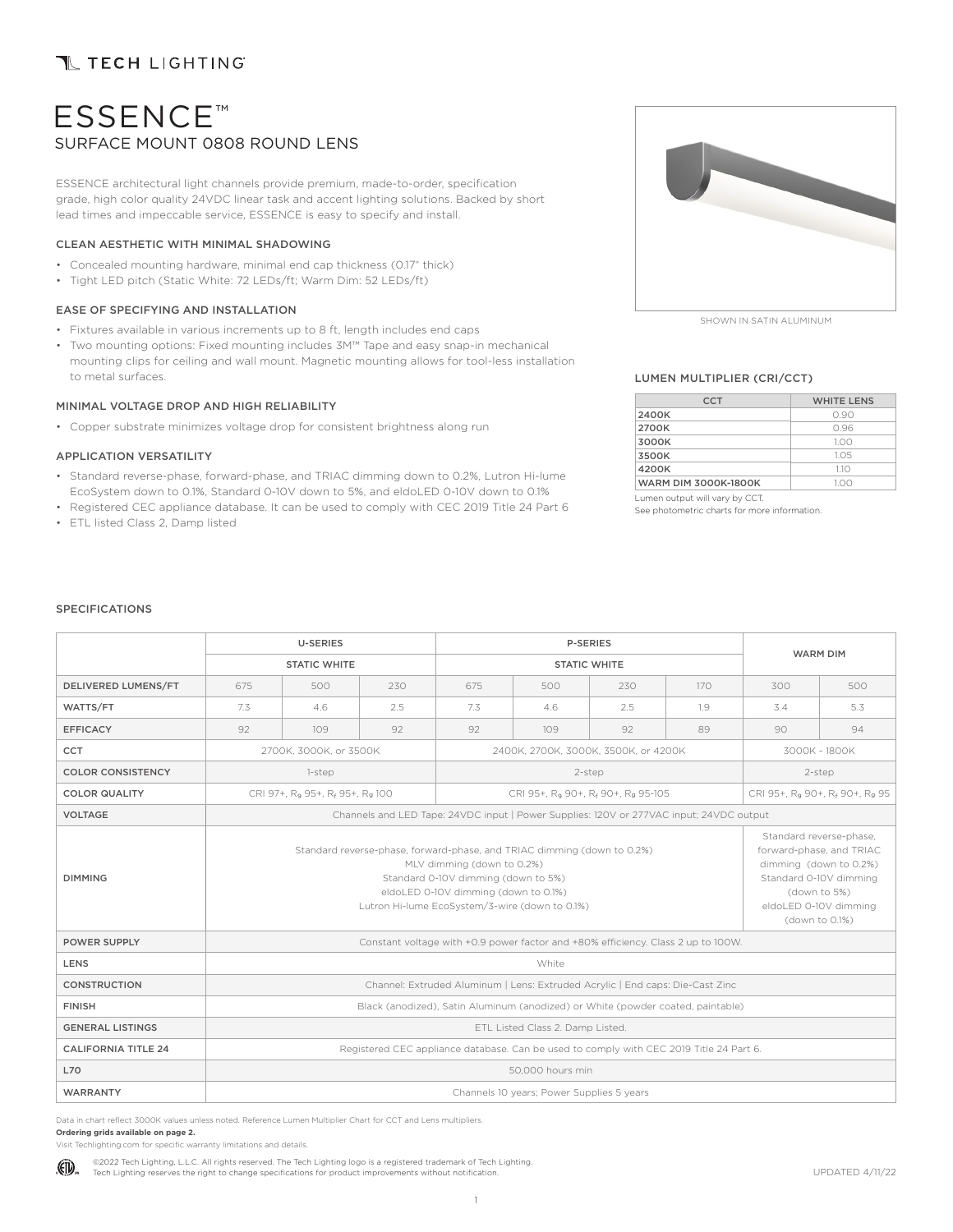TECH LIGHTING

# ESSENCE™

## SURFACE MOUNT 0808 ROUND LENS

ESSENCE architectural light channels provide premium, made-to-order, specification grade, high color quality 24VDC linear task and accent lighting solutions. Backed by short lead times and impeccable service, ESSENCE is easy to specify and install.

### CLEAN AESTHETIC WITH MINIMAL SHADOWING

- Concealed mounting hardware, minimal end cap thickness (0.17" thick)
- Tight LED pitch (Static White: 72 LEDs/ft; Warm Dim: 52 LEDs/ft)

### EASE OF SPECIFYING AND INSTALLATION

- Fixtures available in various increments up to 8 ft, length includes end caps
- Two mounting options: Fixed mounting includes 3M™ Tape and easy snap-in mechanical mounting clips for ceiling and wall mount. Magnetic mounting allows for tool-less installation to metal surfaces.

### MINIMAL VOLTAGE DROP AND HIGH RELIABILITY

- Copper substrate minimizes voltage drop for consistent brightness along run

### APPLICATION VERSATILITY

- Standard reverse-phase, forward-phase, and TRIAC dimming down to 0.2%, Lutron Hi-lume EcoSystem down to 0.1%, Standard 0-10V down to 5%, and eldoLED 0-10V down to 0.1%
- Registered CEC appliance database. It can be used to comply with CEC 2019 Title 24 Part 6
- ETL listed Class 2, Damp listed

SHOWN IN SATIN ALUMINUM

### LUMEN MULTIPLIER (CRI/CCT)

| CCT | WHITE LENS |
|---|---|
| 2400K | 0.90 |
| 2700K | 0.96 |
| 3000K | 1.00 |
| 3500K | 1.05 |
| 4200K | 1.10 |
| WARM DIM 3000K-1800K | 1.00 |

Lumen output will vary by CCT.
See photometric charts for more information.

### SPECIFICATIONS

| | U-SERIES | | | P-SERIES | | | | WARM DIM | |
|---|---|---|---|---|---|---|---|---|---|
| | STATIC WHITE | | | STATIC WHITE | | | | | |
| DELIVERED LUMENS/FT | 675 | 500 | 230 | 675 | 500 | 230 | 170 | 300 | 500 |
| WATTS/FT | 7.3 | 4.6 | 2.5 | 7.3 | 4.6 | 2.5 | 1.9 | 3.4 | 5.3 |
| EFFICACY | 92 | 109 | 92 | 92 | 109 | 92 | 89 | 90 | 94 |
| CCT | 2700K, 3000K, or 3500K | | | 2400K, 2700K, 3000K, 3500K, or 4200K | | | | 3000K - 1800K | |
| COLOR CONSISTENCY | 1-step | | | 2-step | | | | 2-step | |
| COLOR QUALITY | CRI 97+, $R_9$ 95+, $R_f$ 95+, $R_g$ 100 | | | CRI 95+, $R_9$ 90+, $R_f$ 90+, $R_g$ 95-105 | | | | CRI 95+, $R_9$ 90+, $R_f$ 90+, $R_g$ 95 | |
| VOLTAGE | Channels and LED Tape: 24VDC input \| Power Supplies: 120V or 277VAC input; 24VDC output | | | | | | | | |
| DIMMING | Standard reverse-phase, forward-phase, and TRIAC dimming (down to 0.2%) MLV dimming (down to 0.2%) Standard 0-10V dimming (down to 5%) eldoLED 0-10V dimming (down to 0.1%) Lutron Hi-lume EcoSystem/3-wire (down to 0.1%) | | | | | | | Standard reverse-phase, forward-phase, and TRIAC dimming (down to 0.2%) Standard 0-10V dimming (down to 5%) eldoLED 0-10V dimming (down to 0.1%) | |
| POWER SUPPLY | Constant voltage with +0.9 power factor and +80% efficiency. Class 2 up to 100W. | | | | | | | | |
| LENS | White | | | | | | | | |
| CONSTRUCTION | Channel: Extruded Aluminum \| Lens: Extruded Acrylic \| End caps: Die-Cast Zinc | | | | | | | | |
| FINISH | Black (anodized), Satin Aluminum (anodized) or White (powder coated, paintable) | | | | | | | | |
| GENERAL LISTINGS | ETL Listed Class 2. Damp Listed. | | | | | | | | |
| CALIFORNIA TITLE 24 | Registered CEC appliance database. Can be used to comply with CEC 2019 Title 24 Part 6. | | | | | | | | |
| L70 | 50,000 hours min | | | | | | | | |
| WARRANTY | Channels 10 years; Power Supplies 5 years | | | | | | | | |

Data in chart reflect 3000K values unless noted. Reference Lumen Multiplier Chart for CCT and Lens multipliers.
**Ordering grids available on page 2.**
Visit Techlighting.com for specific warranty limitations and details.

©2022 Tech Lighting, L.L.C. All rights reserved. The Tech Lighting logo is a registered trademark of Tech Lighting.
Tech Lighting reserves the right to change specifications for product improvements without notification.

UPDATED 4/11/22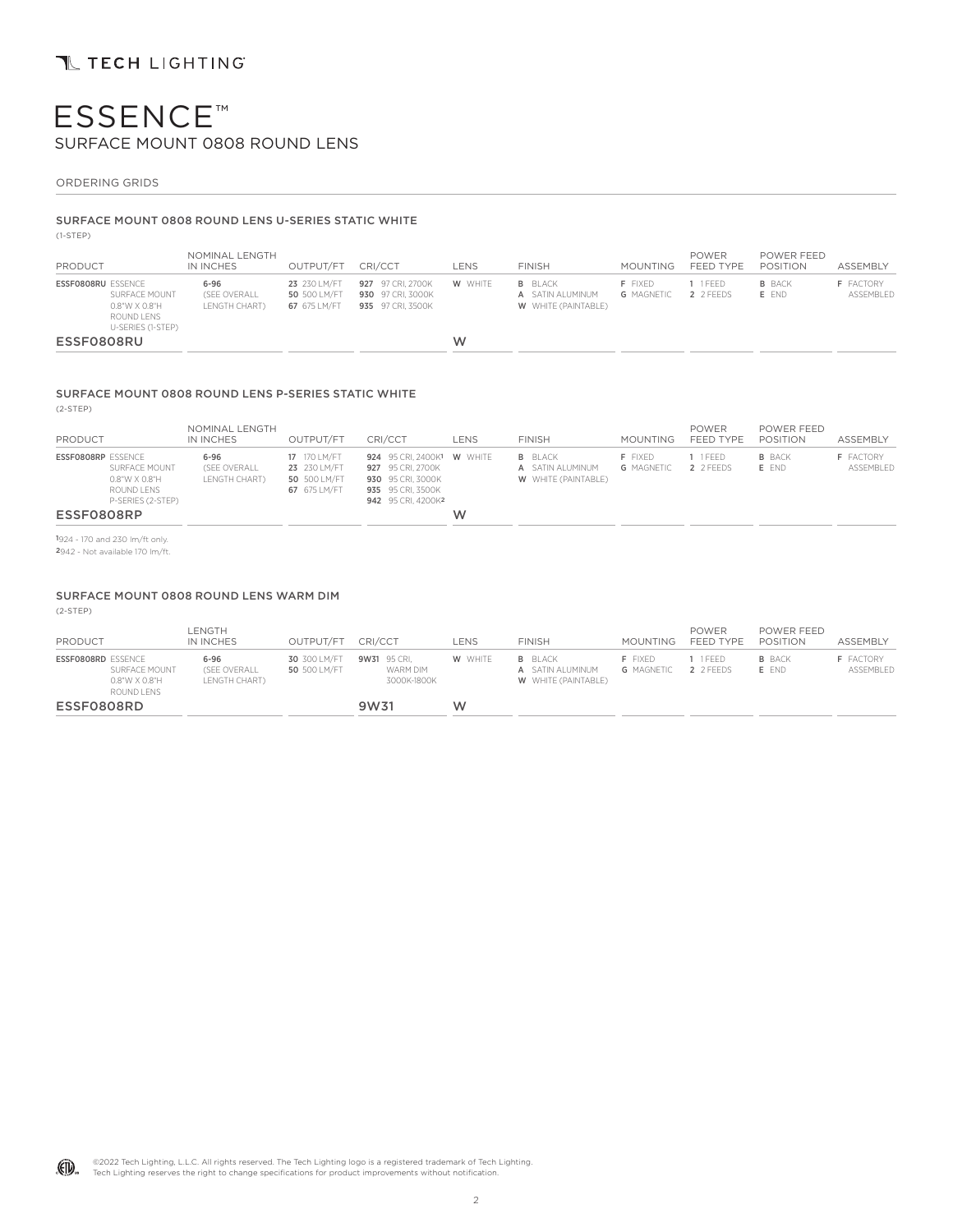# ESSENCE™

## SURFACE MOUNT 0808 ROUND LENS

ORDERING GRIDS

### SURFACE MOUNT 0808 ROUND LENS U-SERIES STATIC WHITE

(1-STEP)

| PRODUCT | NOMINAL LENGTH IN INCHES | OUTPUT/FT | CRI/CCT | LENS | FINISH | MOUNTING | POWER FEED TYPE | POWER FEED POSITION | ASSEMBLY |
|---|---|---|---|---|---|---|---|---|---|
| **ESSF0808RU** ESSENCE SURFACE MOUNT 0.8"W X 0.8"H ROUND LENS U-SERIES (1-STEP) | **6-96** (SEE OVERALL LENGTH CHART) | **23** 230 LM/FT<br>**50** 500 LM/FT<br>**67** 675 LM/FT | **927** 97 CRI, 2700K<br>**930** 97 CRI, 3000K<br>**935** 97 CRI, 3500K | **W** WHITE | **B** BLACK<br>**A** SATIN ALUMINUM<br>**W** WHITE (PAINTABLE) | **F** FIXED<br>**G** MAGNETIC | **1** 1 FEED<br>**2** 2 FEEDS | **B** BACK<br>**E** END | **F** FACTORY ASSEMBLED |
| ESSF0808RU | | | | W | | | | | |

### SURFACE MOUNT 0808 ROUND LENS P-SERIES STATIC WHITE

(2-STEP)

| PRODUCT | NOMINAL LENGTH IN INCHES | OUTPUT/FT | CRI/CCT | LENS | FINISH | MOUNTING | POWER FEED TYPE | POWER FEED POSITION | ASSEMBLY |
|---|---|---|---|---|---|---|---|---|---|
| **ESSF0808RP** ESSENCE SURFACE MOUNT 0.8"W X 0.8"H ROUND LENS P-SERIES (2-STEP) | **6-96** (SEE OVERALL LENGTH CHART) | **17** 170 LM/FT<br>**23** 230 LM/FT<br>**50** 500 LM/FT<br>**67** 675 LM/FT | **924** 95 CRI, 2400K[1]<br>**927** 95 CRI, 2700K<br>**930** 95 CRI, 3000K<br>**935** 95 CRI, 3500K<br>**942** 95 CRI, 4200K[2] | **W** WHITE | **B** BLACK<br>**A** SATIN ALUMINUM<br>**W** WHITE (PAINTABLE) | **F** FIXED<br>**G** MAGNETIC | **1** 1 FEED<br>**2** 2 FEEDS | **B** BACK<br>**E** END | **F** FACTORY ASSEMBLED |
| ESSF0808RP | | | | W | | | | | |

[1]924 - 170 and 230 lm/ft only.
[2]942 - Not available 170 lm/ft.

### SURFACE MOUNT 0808 ROUND LENS WARM DIM

(2-STEP)

| PRODUCT | LENGTH IN INCHES | OUTPUT/FT | CRI/CCT | LENS | FINISH | MOUNTING | POWER FEED TYPE | POWER FEED POSITION | ASSEMBLY |
|---|---|---|---|---|---|---|---|---|---|
| **ESSF0808RD** ESSENCE SURFACE MOUNT 0.8"W X 0.8"H ROUND LENS | **6-96** (SEE OVERALL LENGTH CHART) | **30** 300 LM/FT<br>**50** 500 LM/FT | **9W31** 95 CRI, WARM DIM 3000K-1800K | **W** WHITE | **B** BLACK<br>**A** SATIN ALUMINUM<br>**W** WHITE (PAINTABLE) | **F** FIXED<br>**G** MAGNETIC | **1** 1 FEED<br>**2** 2 FEEDS | **B** BACK<br>**E** END | **F** FACTORY ASSEMBLED |
| ESSF0808RD | | | 9W31 | W | | | | | |

©2022 Tech Lighting, L.L.C. All rights reserved. The Tech Lighting logo is a registered trademark of Tech Lighting.
Tech Lighting reserves the right to change specifications for product improvements without notification.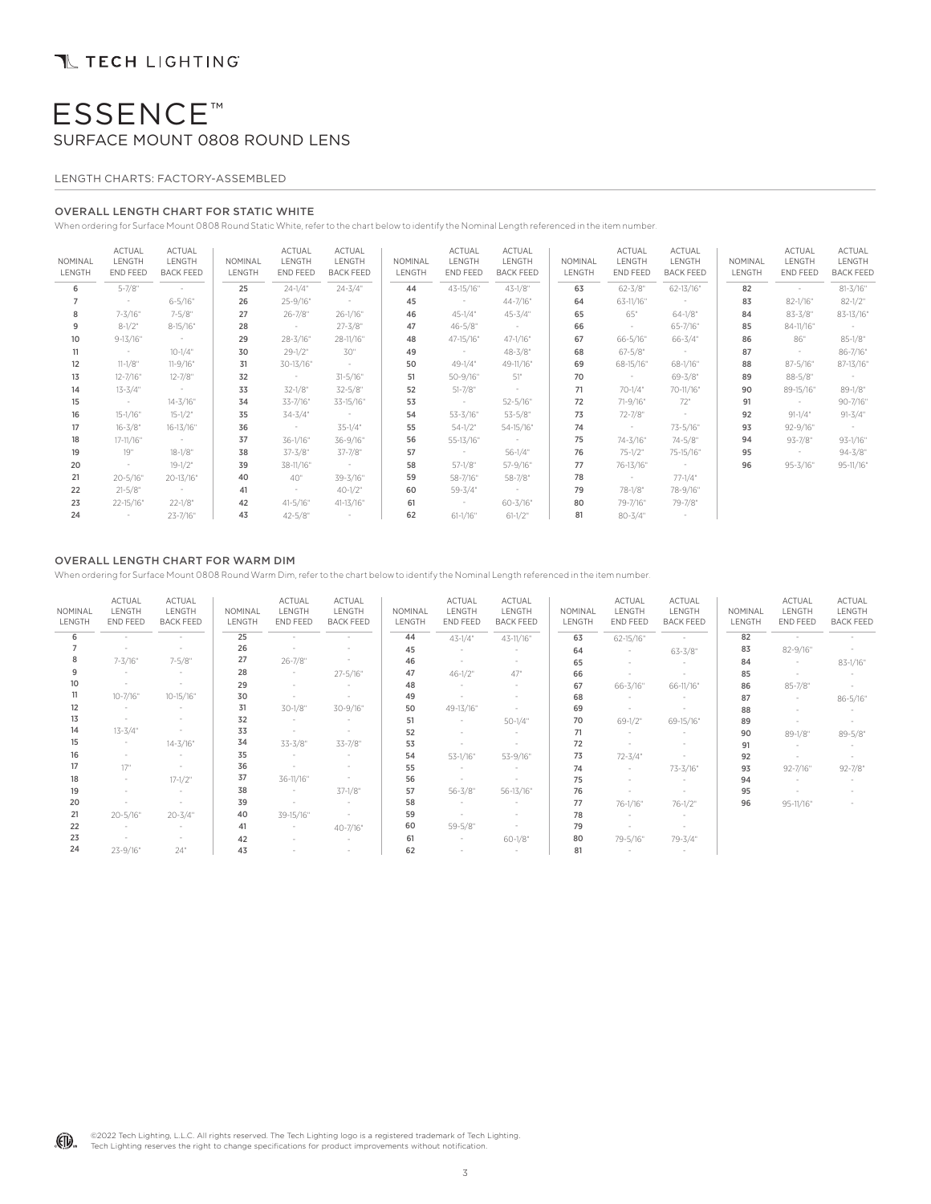# ESSENCE™

## SURFACE MOUNT 0808 ROUND LENS

LENGTH CHARTS: FACTORY-ASSEMBLED

### OVERALL LENGTH CHART FOR STATIC WHITE

When ordering for Surface Mount 0808 Round Static White, refer to the chart below to identify the Nominal Length referenced in the item number.

| NOMINAL LENGTH | ACTUAL LENGTH END FEED | ACTUAL LENGTH BACK FEED | NOMINAL LENGTH | ACTUAL LENGTH END FEED | ACTUAL LENGTH BACK FEED | NOMINAL LENGTH | ACTUAL LENGTH END FEED | ACTUAL LENGTH BACK FEED | NOMINAL LENGTH | ACTUAL LENGTH END FEED | ACTUAL LENGTH BACK FEED | NOMINAL LENGTH | ACTUAL LENGTH END FEED | ACTUAL LENGTH BACK FEED |
|---|---|---|---|---|---|---|---|---|---|---|---|---|---|---|
| 6 | 5-7/8" | - | 25 | 24-1/4" | 24-3/4" | 44 | 43-15/16" | 43-1/8" | 63 | 62-3/8" | 62-13/16" | 82 | - | 81-3/16" |
| 7 | - | 6-5/16" | 26 | 25-9/16" | - | 45 | - | 44-7/16" | 64 | 63-11/16" | - | 83 | 82-1/16" | 82-1/2" |
| 8 | 7-3/16" | 7-5/8" | 27 | 26-7/8" | 26-1/16" | 46 | 45-1/4" | 45-3/4" | 65 | 65" | 64-1/8" | 84 | 83-3/8" | 83-13/16" |
| 9 | 8-1/2" | 8-15/16" | 28 | - | 27-3/8" | 47 | 46-5/8" | - | 66 | - | 65-7/16" | 85 | 84-11/16" | - |
| 10 | 9-13/16" | - | 29 | 28-3/16" | 28-11/16" | 48 | 47-15/16" | 47-1/16" | 67 | 66-5/16" | 66-3/4" | 86 | 86" | 85-1/8" |
| 11 | - | 10-1/4" | 30 | 29-1/2" | 30" | 49 | - | 48-3/8" | 68 | 67-5/8" | - | 87 | - | 86-7/16" |
| 12 | 11-1/8" | 11-9/16" | 31 | 30-13/16" | - | 50 | 49-1/4" | 49-11/16" | 69 | 68-15/16" | 68-1/16" | 88 | 87-5/16" | 87-13/16" |
| 13 | 12-7/16" | 12-7/8" | 32 | - | 31-5/16" | 51 | 50-9/16" | 51" | 70 | - | 69-3/8" | 89 | 88-5/8" | - |
| 14 | 13-3/4" | - | 33 | 32-1/8" | 32-5/8" | 52 | 51-7/8" | - | 71 | 70-1/4" | 70-11/16" | 90 | 89-15/16" | 89-1/8" |
| 15 | - | 14-3/16" | 34 | 33-7/16" | 33-15/16" | 53 | - | 52-5/16" | 72 | 71-9/16" | 72" | 91 | - | 90-7/16" |
| 16 | 15-1/16" | 15-1/2" | 35 | 34-3/4" | - | 54 | 53-3/16" | 53-5/8" | 73 | 72-7/8" | - | 92 | 91-1/4" | 91-3/4" |
| 17 | 16-3/8" | 16-13/16" | 36 | - | 35-1/4" | 55 | 54-1/2" | 54-15/16" | 74 | - | 73-5/16" | 93 | 92-9/16" | - |
| 18 | 17-11/16" | - | 37 | 36-1/16" | 36-9/16" | 56 | 55-13/16" | - | 75 | 74-3/16" | 74-5/8" | 94 | 93-7/8" | 93-1/16" |
| 19 | 19" | 18-1/8" | 38 | 37-3/8" | 37-7/8" | 57 | - | 56-1/4" | 76 | 75-1/2" | 75-15/16" | 95 | - | 94-3/8" |
| 20 | - | 19-1/2" | 39 | 38-11/16" | - | 58 | 57-1/8" | 57-9/16" | 77 | 76-13/16" | - | 96 | 95-3/16" | 95-11/16" |
| 21 | 20-5/16" | 20-13/16" | 40 | 40" | 39-3/16" | 59 | 58-7/16" | 58-7/8" | 78 | - | 77-1/4" | | | |
| 22 | 21-5/8" | - | 41 | - | 40-1/2" | 60 | 59-3/4" | - | 79 | 78-1/8" | 78-9/16" | | | |
| 23 | 22-15/16" | 22-1/8" | 42 | 41-5/16" | 41-13/16" | 61 | - | 60-3/16" | 80 | 79-7/16" | 79-7/8" | | | |
| 24 | - | 23-7/16" | 43 | 42-5/8" | - | 62 | 61-1/16" | 61-1/2" | 81 | 80-3/4" | - | | | |

### OVERALL LENGTH CHART FOR WARM DIM

When ordering for Surface Mount 0808 Round Warm Dim, refer to the chart below to identify the Nominal Length referenced in the item number.

| NOMINAL LENGTH | ACTUAL LENGTH END FEED | ACTUAL LENGTH BACK FEED | NOMINAL LENGTH | ACTUAL LENGTH END FEED | ACTUAL LENGTH BACK FEED | NOMINAL LENGTH | ACTUAL LENGTH END FEED | ACTUAL LENGTH BACK FEED | NOMINAL LENGTH | ACTUAL LENGTH END FEED | ACTUAL LENGTH BACK FEED | NOMINAL LENGTH | ACTUAL LENGTH END FEED | ACTUAL LENGTH BACK FEED |
|---|---|---|---|---|---|---|---|---|---|---|---|---|---|---|
| 6 | - | - | 25 | - | - | 44 | 43-1/4" | 43-11/16" | 63 | 62-15/16" | - | 82 | - | - |
| 7 | - | - | 26 | - | - | 45 | - | - | 64 | - | 63-3/8" | 83 | 82-9/16" | - |
| 8 | 7-3/16" | 7-5/8" | 27 | 26-7/8" | - | 46 | - | - | 65 | - | - | 84 | - | 83-1/16" |
| 9 | - | - | 28 | - | 27-5/16" | 47 | 46-1/2" | 47" | 66 | - | - | 85 | - | - |
| 10 | - | - | 29 | - | - | 48 | - | - | 67 | 66-3/16" | 66-11/16" | 86 | 85-7/8" | - |
| 11 | 10-7/16" | 10-15/16" | 30 | - | - | 49 | - | - | 68 | - | - | 87 | - | 86-5/16" |
| 12 | - | - | 31 | 30-1/8" | 30-9/16" | 50 | 49-13/16" | - | 69 | - | - | 88 | - | - |
| 13 | - | - | 32 | - | - | 51 | - | 50-1/4" | 70 | 69-1/2" | 69-15/16" | 89 | - | - |
| 14 | 13-3/4" | - | 33 | - | - | 52 | - | - | 71 | - | - | 90 | 89-1/8" | 89-5/8" |
| 15 | - | 14-3/16" | 34 | 33-3/8" | 33-7/8" | 53 | - | - | 72 | - | - | 91 | - | - |
| 16 | - | - | 35 | - | - | 54 | 53-1/16" | 53-9/16" | 73 | 72-3/4" | - | 92 | - | - |
| 17 | 17" | - | 36 | - | - | 55 | - | - | 74 | - | 73-3/16" | 93 | 92-7/16" | 92-7/8" |
| 18 | - | 17-1/2" | 37 | 36-11/16" | - | 56 | - | - | 75 | - | - | 94 | - | - |
| 19 | - | - | 38 | - | 37-1/8" | 57 | 56-3/8" | 56-13/16" | 76 | - | - | 95 | - | - |
| 20 | - | - | 39 | - | - | 58 | - | - | 77 | 76-1/16" | 76-1/2" | 96 | 95-11/16" | - |
| 21 | 20-5/16" | 20-3/4" | 40 | 39-15/16" | - | 59 | - | - | 78 | - | - | | | |
| 22 | - | - | 41 | - | 40-7/16" | 60 | 59-5/8" | - | 79 | - | - | | | |
| 23 | - | - | 42 | - | - | 61 | - | 60-1/8" | 80 | 79-5/16" | 79-3/4" | | | |
| 24 | 23-9/16" | 24" | 43 | - | - | 62 | - | - | 81 | - | - | | | |

©2022 Tech Lighting, L.L.C. All rights reserved. The Tech Lighting logo is a registered trademark of Tech Lighting. Tech Lighting reserves the right to change specifications for product improvements without notification.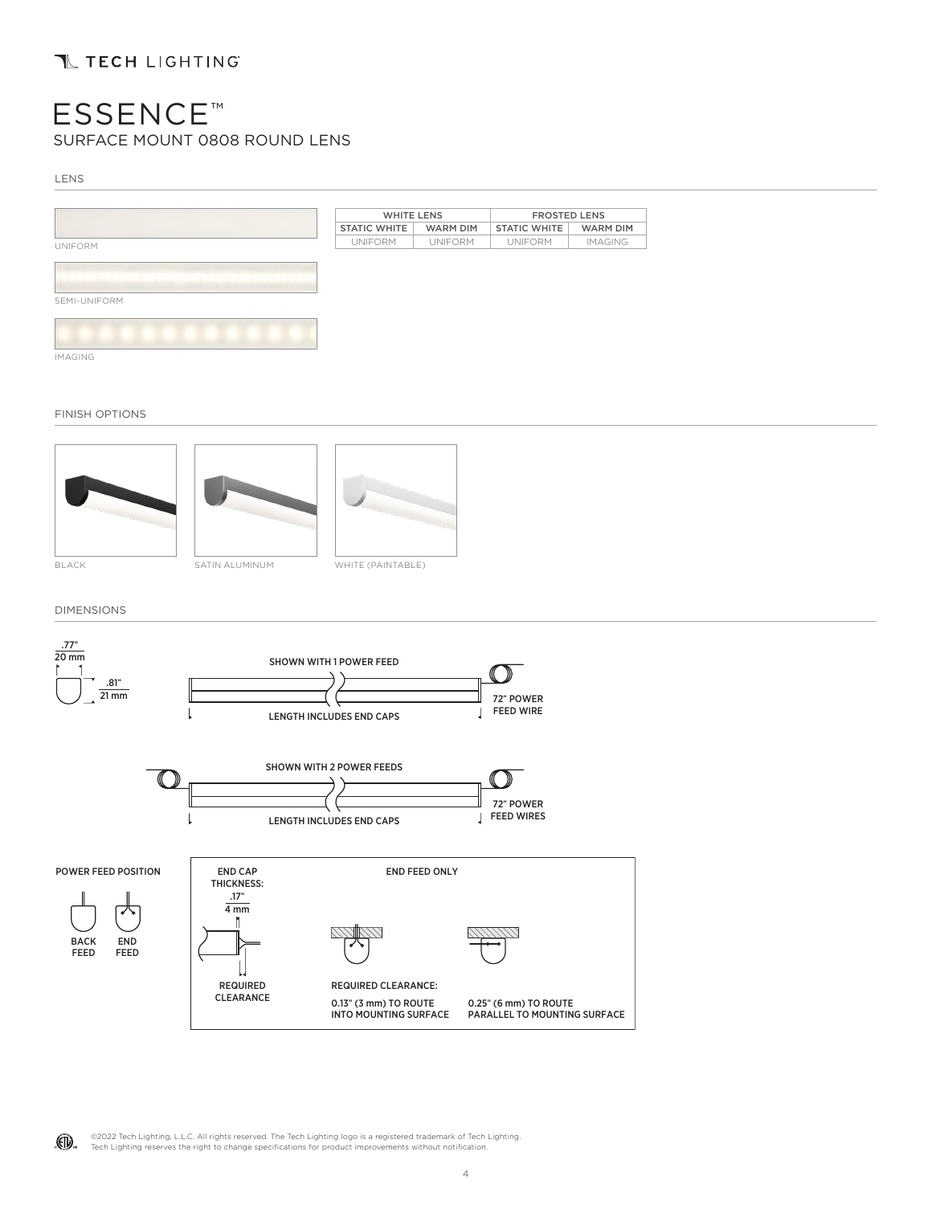# ESSENCE™

## SURFACE MOUNT 0808 ROUND LENS

### LENS

UNIFORM

SEMI-UNIFORM

IMAGING

| WHITE LENS | | FROSTED LENS | |
|---|---|---|---|
| STATIC WHITE | WARM DIM | STATIC WHITE | WARM DIM |
| UNIFORM | UNIFORM | UNIFORM | IMAGING |

### FINISH OPTIONS

BLACK

SATIN ALUMINUM

WHITE (PAINTABLE)

### DIMENSIONS

.77" / 20 mm

.81" / 21 mm

SHOWN WITH 1 POWER FEED

LENGTH INCLUDES END CAPS

72" POWER FEED WIRE

SHOWN WITH 2 POWER FEEDS

LENGTH INCLUDES END CAPS

72" POWER FEED WIRES

POWER FEED POSITION

BACK FEED

END FEED

END CAP THICKNESS: .17" / 4 mm

REQUIRED CLEARANCE

END FEED ONLY

REQUIRED CLEARANCE:

0.13" (3 mm) TO ROUTE INTO MOUNTING SURFACE

0.25" (6 mm) TO ROUTE PARALLEL TO MOUNTING SURFACE

©2022 Tech Lighting, L.L.C. All rights reserved. The Tech Lighting logo is a registered trademark of Tech Lighting.
Tech Lighting reserves the right to change specifications for product improvements without notification.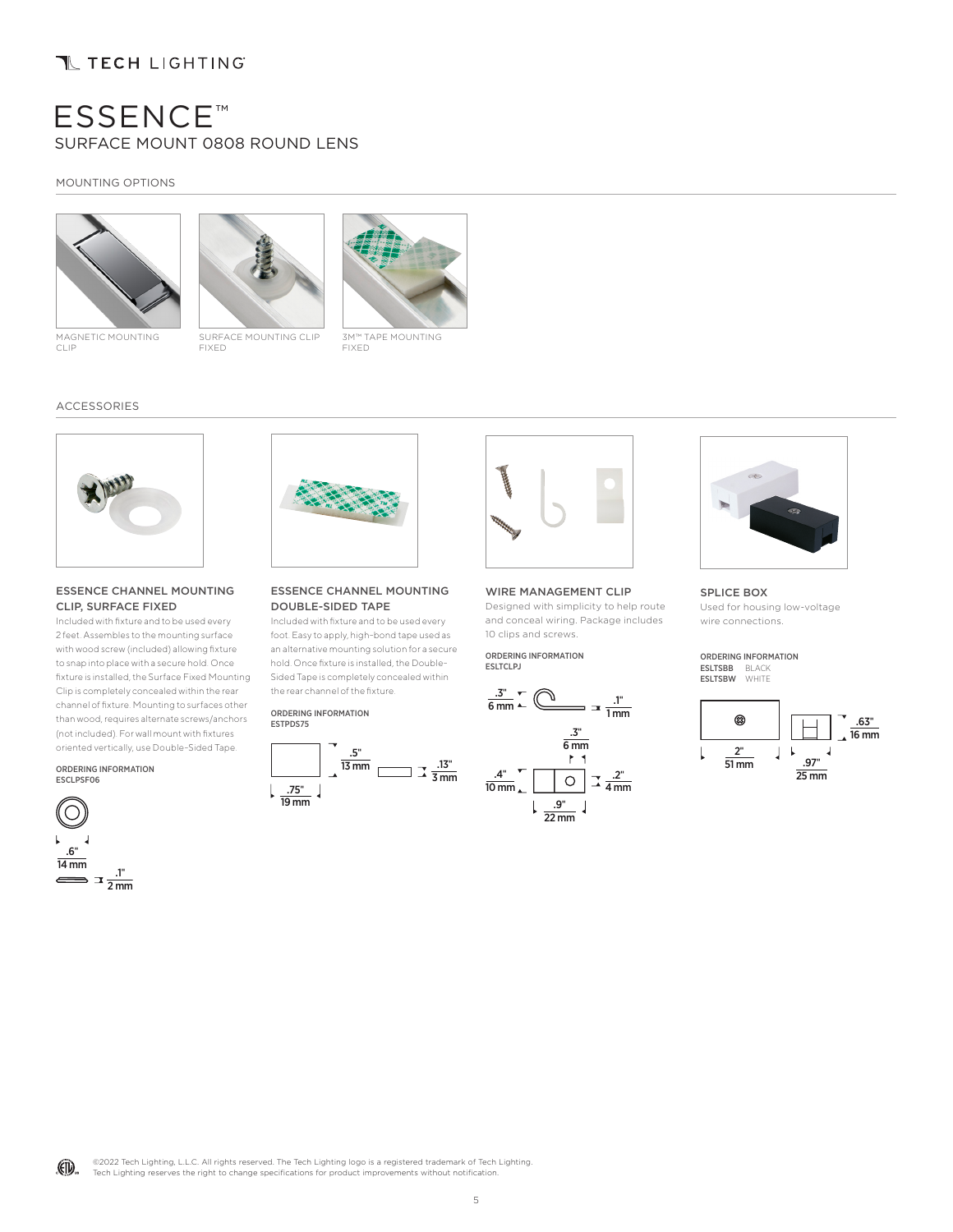# ESSENCE™

SURFACE MOUNT 0808 ROUND LENS

## MOUNTING OPTIONS

MAGNETIC MOUNTING CLIP

SURFACE MOUNTING CLIP FIXED

3M™ TAPE MOUNTING FIXED

## ACCESSORIES

### ESSENCE CHANNEL MOUNTING CLIP, SURFACE FIXED

Included with fixture and to be used every 2 feet. Assembles to the mounting surface with wood screw (included) allowing fixture to snap into place with a secure hold. Once fixture is installed, the Surface Fixed Mounting Clip is completely concealed within the rear channel of fixture. Mounting to surfaces other than wood, requires alternate screws/anchors (not included). For wall mount with fixtures oriented vertically, use Double-Sided Tape.

**ORDERING INFORMATION**
**ESCLPSF06**

.6" 14 mm
.1" 2 mm

### ESSENCE CHANNEL MOUNTING DOUBLE-SIDED TAPE

Included with fixture and to be used every foot. Easy to apply, high-bond tape used as an alternative mounting solution for a secure hold. Once fixture is installed, the Double-Sided Tape is completely concealed within the rear channel of the fixture.

**ORDERING INFORMATION**
**ESTPDS75**

.5" 13 mm
.75" 19 mm
.13" 3 mm

### WIRE MANAGEMENT CLIP

Designed with simplicity to help route and conceal wiring. Package includes 10 clips and screws.

**ORDERING INFORMATION**
**ESLTCLPJ**

.3" 6 mm
.1" 1 mm
.3" 6 mm
.4" 10 mm
.2" 4 mm
.9" 22 mm

### SPLICE BOX

Used for housing low-voltage wire connections.

**ORDERING INFORMATION**
**ESLTSBB** BLACK
**ESLTSBW** WHITE

2" 51 mm
.97" 25 mm
.63" 16 mm

©2022 Tech Lighting, L.L.C. All rights reserved. The Tech Lighting logo is a registered trademark of Tech Lighting. Tech Lighting reserves the right to change specifications for product improvements without notification.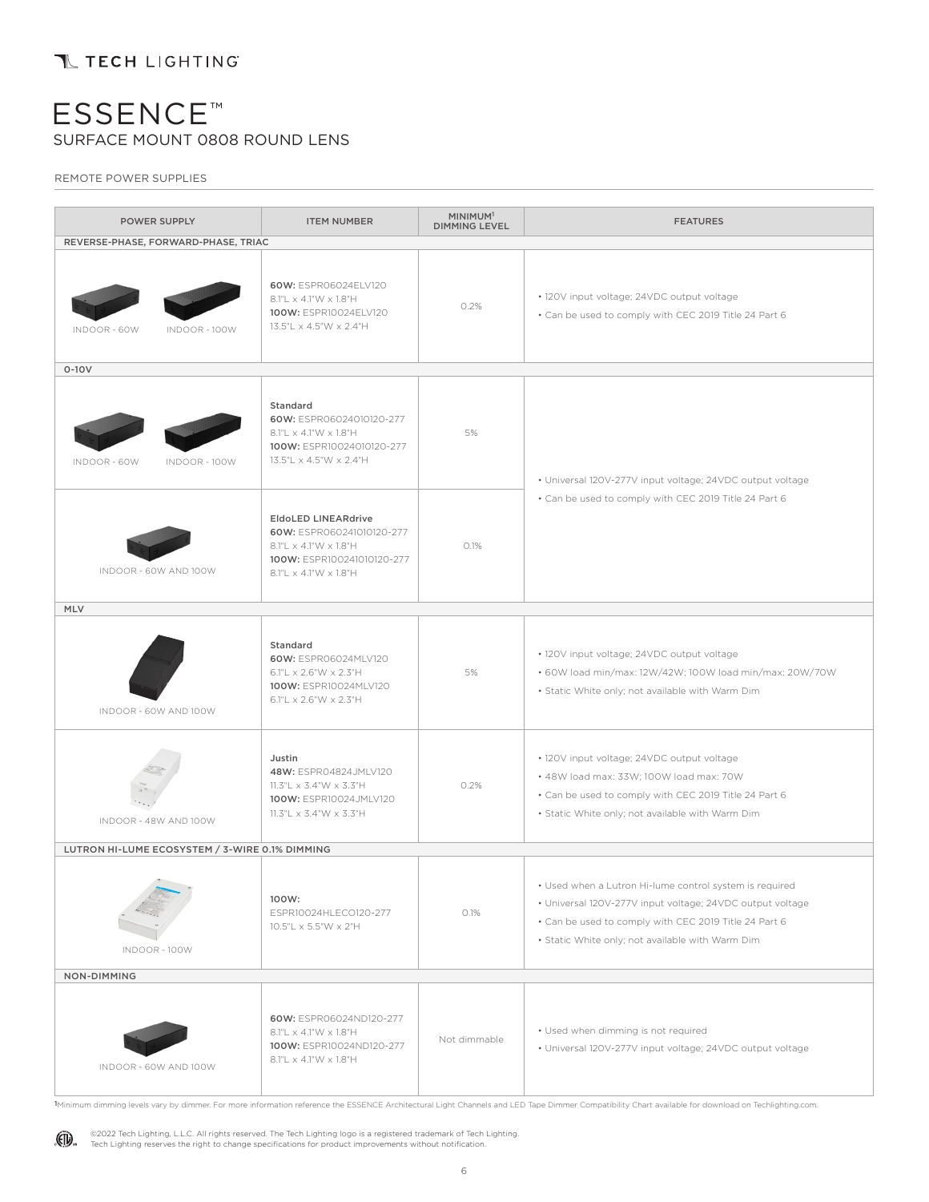# ESSENCE™

## SURFACE MOUNT 0808 ROUND LENS

### REMOTE POWER SUPPLIES

| POWER SUPPLY | ITEM NUMBER | MINIMUM[1] DIMMING LEVEL | FEATURES |
|---|---|---|---|
| **REVERSE-PHASE, FORWARD-PHASE, TRIAC** | | | |
| INDOOR - 60W, INDOOR - 100W | **60W:** ESPR06024ELV120<br>8.1"L x 4.1"W x 1.8"H<br>**100W:** ESPR10024ELV120<br>13.5"L x 4.5"W x 2.4"H | 0.2% | • 120V input voltage; 24VDC output voltage<br>• Can be used to comply with CEC 2019 Title 24 Part 6 |
| **0-10V** | | | |
| INDOOR - 60W, INDOOR - 100W | Standard<br>**60W:** ESPR06024010120-277<br>8.1"L x 4.1"W x 1.8"H<br>**100W:** ESPR10024010120-277<br>13.5"L x 4.5"W x 2.4"H | 5% | • Universal 120V-277V input voltage; 24VDC output voltage<br>• Can be used to comply with CEC 2019 Title 24 Part 6 |
| INDOOR - 60W AND 100W | **EldoLED LINEARdrive**<br>**60W:** ESPR060241010120-277<br>8.1"L x 4.1"W x 1.8"H<br>**100W:** ESPR100241010120-277<br>8.1"L x 4.1"W x 1.8"H | 0.1% | |
| **MLV** | | | |
| INDOOR - 60W AND 100W | Standard<br>**60W:** ESPR06024MLV120<br>6.1"L x 2.6"W x 2.3"H<br>**100W:** ESPR10024MLV120<br>6.1"L x 2.6"W x 2.3"H | 5% | • 120V input voltage; 24VDC output voltage<br>• 60W load min/max: 12W/42W; 100W load min/max: 20W/70W<br>• Static White only; not available with Warm Dim |
| INDOOR - 48W AND 100W | Justin<br>**48W:** ESPR04824JMLV120<br>11.3"L x 3.4"W x 3.3"H<br>**100W:** ESPR10024JMLV120<br>11.3"L x 3.4"W x 3.3"H | 0.2% | • 120V input voltage; 24VDC output voltage<br>• 48W load max: 33W; 100W load max: 70W<br>• Can be used to comply with CEC 2019 Title 24 Part 6<br>• Static White only; not available with Warm Dim |
| **LUTRON HI-LUME ECOSYSTEM / 3-WIRE 0.1% DIMMING** | | | |
| INDOOR - 100W | 100W:<br>ESPR10024HLECO120-277<br>10.5"L x 5.5"W x 2"H | 0.1% | • Used when a Lutron Hi-lume control system is required<br>• Universal 120V-277V input voltage; 24VDC output voltage<br>• Can be used to comply with CEC 2019 Title 24 Part 6<br>• Static White only; not available with Warm Dim |
| **NON-DIMMING** | | | |
| INDOOR - 60W AND 100W | **60W:** ESPR06024ND120-277<br>8.1"L x 4.1"W x 1.8"H<br>**100W:** ESPR10024ND120-277<br>8.1"L x 4.1"W x 1.8"H | Not dimmable | • Used when dimming is not required<br>• Universal 120V-277V input voltage; 24VDC output voltage |

[1]Minimum dimming levels vary by dimmer. For more information reference the ESSENCE Architectural Light Channels and LED Tape Dimmer Compatibility Chart available for download on Techlighting.com.

©2022 Tech Lighting, L.L.C. All rights reserved. The Tech Lighting logo is a registered trademark of Tech Lighting.
Tech Lighting reserves the right to change specifications for product improvements without notification.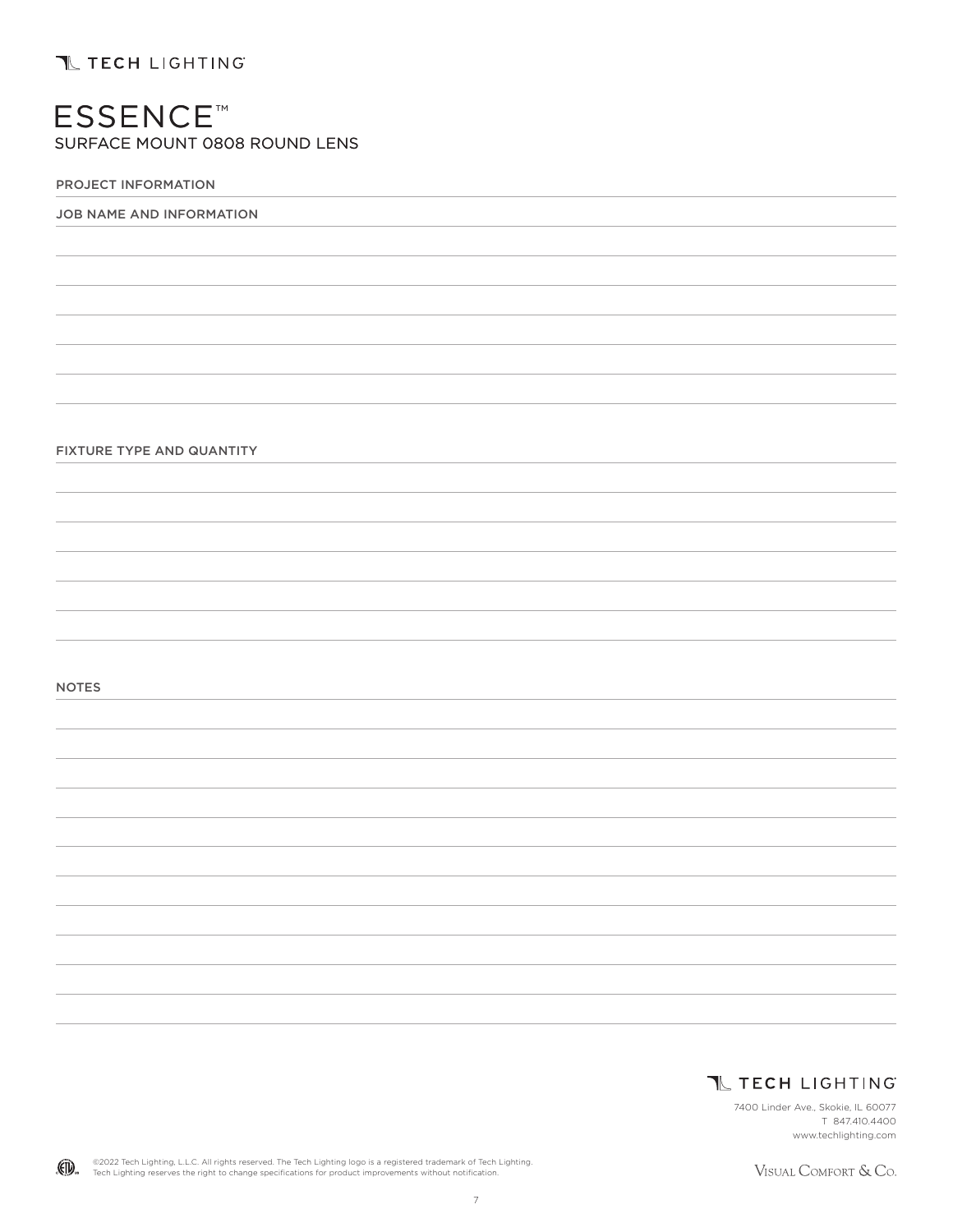TECH LIGHTING

# ESSENCE™

## SURFACE MOUNT 0808 ROUND LENS

PROJECT INFORMATION

JOB NAME AND INFORMATION

FIXTURE TYPE AND QUANTITY

NOTES

TECH LIGHTING

7400 Linder Ave., Skokie, IL 60077
T 847.410.4400
www.techlighting.com

©2022 Tech Lighting, L.L.C. All rights reserved. The Tech Lighting logo is a registered trademark of Tech Lighting.
Tech Lighting reserves the right to change specifications for product improvements without notification.

Visual Comfort & Co.